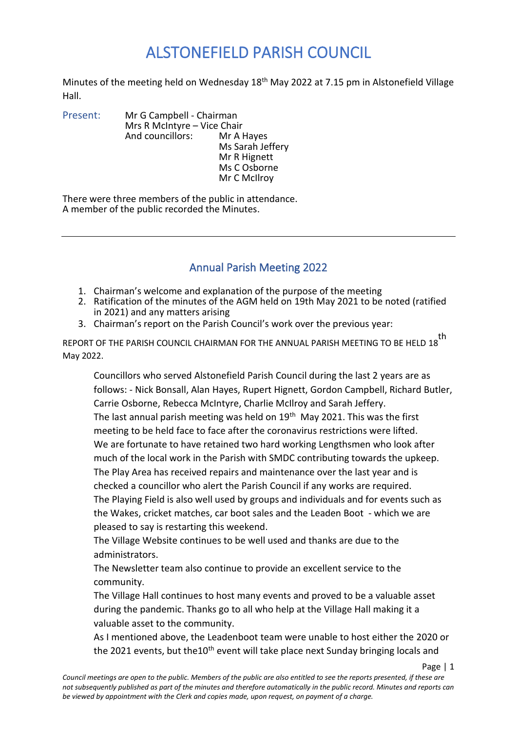# ALSTONEFIELD PARISH COUNCIL

Minutes of the meeting held on Wednesday 18th May 2022 at 7.15 pm in Alstonefield Village Hall.

Present: Mr G Campbell - Chairman
Mrs R McIntyre – Vice Chair
And councillors: Mr A Hayes
Ms Sarah Jeffery
Mr R Hignett
Ms C Osborne
Mr C McIlroy

There were three members of the public in attendance.
A member of the public recorded the Minutes.

---

## Annual Parish Meeting 2022

1. Chairman's welcome and explanation of the purpose of the meeting
2. Ratification of the minutes of the AGM held on 19th May 2021 to be noted (ratified in 2021) and any matters arising
3. Chairman's report on the Parish Council's work over the previous year:

REPORT OF THE PARISH COUNCIL CHAIRMAN FOR THE ANNUAL PARISH MEETING TO BE HELD 18th May 2022.

Councillors who served Alstonefield Parish Council during the last 2 years are as follows: - Nick Bonsall, Alan Hayes, Rupert Hignett, Gordon Campbell, Richard Butler, Carrie Osborne, Rebecca McIntyre, Charlie McIlroy and Sarah Jeffery.
The last annual parish meeting was held on 19th May 2021. This was the first meeting to be held face to face after the coronavirus restrictions were lifted.
We are fortunate to have retained two hard working Lengthsmen who look after much of the local work in the Parish with SMDC contributing towards the upkeep.
The Play Area has received repairs and maintenance over the last year and is checked a councillor who alert the Parish Council if any works are required.
The Playing Field is also well used by groups and individuals and for events such as the Wakes, cricket matches, car boot sales and the Leaden Boot - which we are pleased to say is restarting this weekend.
The Village Website continues to be well used and thanks are due to the administrators.
The Newsletter team also continue to provide an excellent service to the community.
The Village Hall continues to host many events and proved to be a valuable asset during the pandemic. Thanks go to all who help at the Village Hall making it a valuable asset to the community.
As I mentioned above, the Leadenboot team were unable to host either the 2020 or the 2021 events, but the10th event will take place next Sunday bringing locals and

*Council meetings are open to the public. Members of the public are also entitled to see the reports presented, if these are not subsequently published as part of the minutes and therefore automatically in the public record. Minutes and reports can be viewed by appointment with the Clerk and copies made, upon request, on payment of a charge.*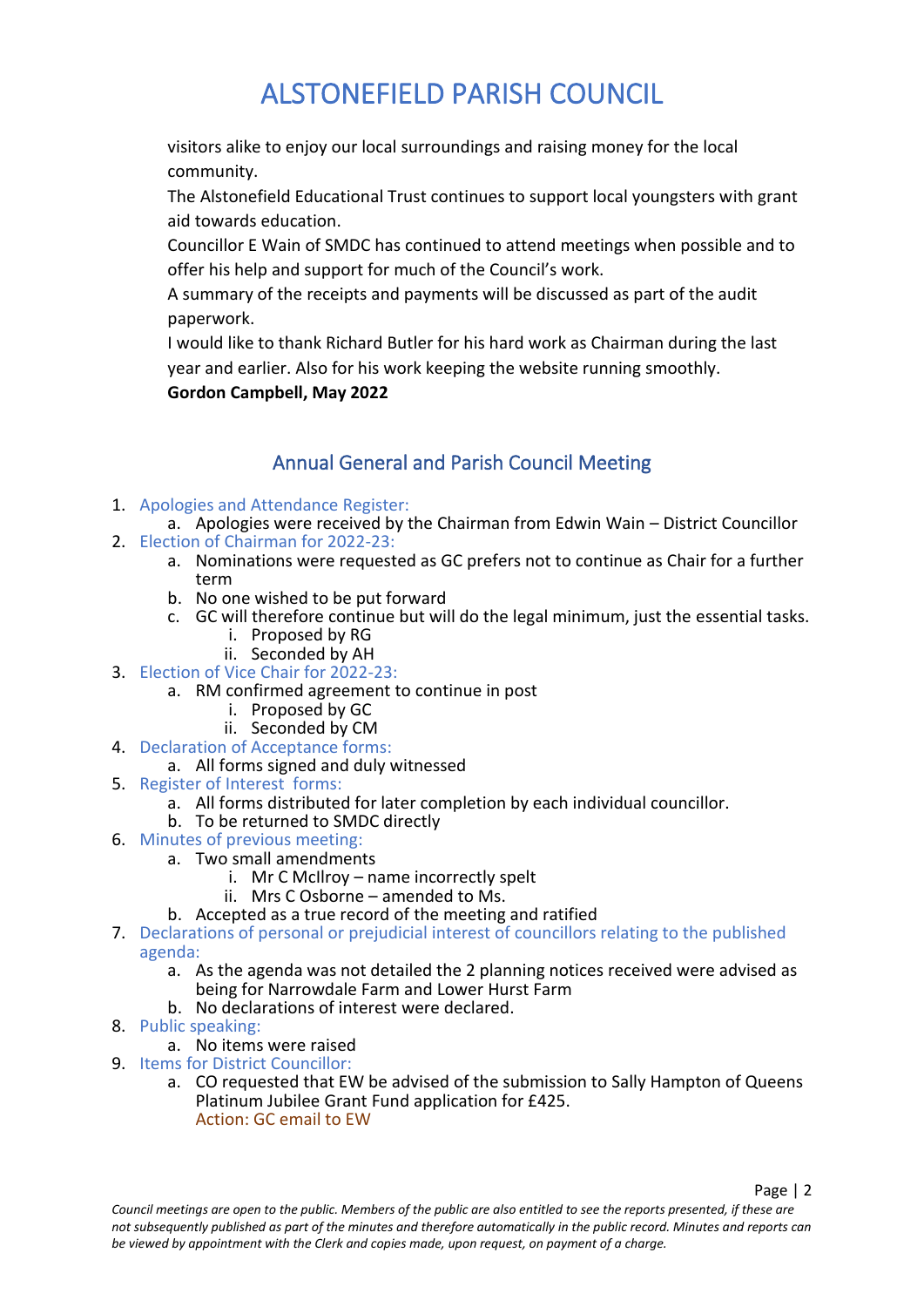visitors alike to enjoy our local surroundings and raising money for the local community.

The Alstonefield Educational Trust continues to support local youngsters with grant aid towards education.

Councillor E Wain of SMDC has continued to attend meetings when possible and to offer his help and support for much of the Council's work.

A summary of the receipts and payments will be discussed as part of the audit paperwork.

I would like to thank Richard Butler for his hard work as Chairman during the last year and earlier. Also for his work keeping the website running smoothly.

**Gordon Campbell, May 2022**

## Annual General and Parish Council Meeting

1. Apologies and Attendance Register:
    a. Apologies were received by the Chairman from Edwin Wain – District Councillor
2. Election of Chairman for 2022-23:
    a. Nominations were requested as GC prefers not to continue as Chair for a further term
    b. No one wished to be put forward
    c. GC will therefore continue but will do the legal minimum, just the essential tasks.
        i. Proposed by RG
        ii. Seconded by AH
3. Election of Vice Chair for 2022-23:
    a. RM confirmed agreement to continue in post
        i. Proposed by GC
        ii. Seconded by CM
4. Declaration of Acceptance forms:
    a. All forms signed and duly witnessed
5. Register of Interest forms:
    a. All forms distributed for later completion by each individual councillor.
    b. To be returned to SMDC directly
6. Minutes of previous meeting:
    a. Two small amendments
        i. Mr C McIlroy – name incorrectly spelt
        ii. Mrs C Osborne – amended to Ms.
    b. Accepted as a true record of the meeting and ratified
7. Declarations of personal or prejudicial interest of councillors relating to the published agenda:
    a. As the agenda was not detailed the 2 planning notices received were advised as being for Narrowdale Farm and Lower Hurst Farm
    b. No declarations of interest were declared.
8. Public speaking:
    a. No items were raised
9. Items for District Councillor:
    a. CO requested that EW be advised of the submission to Sally Hampton of Queens Platinum Jubilee Grant Fund application for £425.
    Action: GC email to EW

*Council meetings are open to the public. Members of the public are also entitled to see the reports presented, if these are not subsequently published as part of the minutes and therefore automatically in the public record. Minutes and reports can be viewed by appointment with the Clerk and copies made, upon request, on payment of a charge.*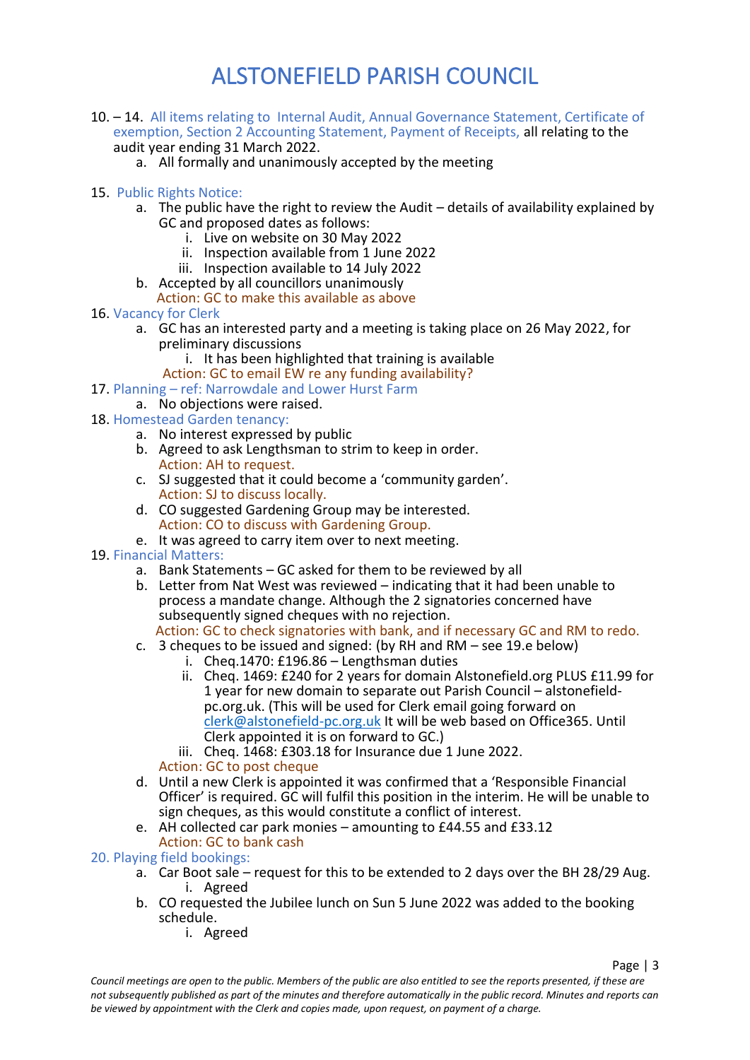# ALSTONEFIELD PARISH COUNCIL

10. – 14. All items relating to Internal Audit, Annual Governance Statement, Certificate of exemption, Section 2 Accounting Statement, Payment of Receipts, all relating to the audit year ending 31 March 2022.
    a. All formally and unanimously accepted by the meeting

15. Public Rights Notice:
    a. The public have the right to review the Audit – details of availability explained by GC and proposed dates as follows:
        i. Live on website on 30 May 2022
        ii. Inspection available from 1 June 2022
        iii. Inspection available to 14 July 2022
    b. Accepted by all councillors unanimously

    Action: GC to make this available as above

16. Vacancy for Clerk
    a. GC has an interested party and a meeting is taking place on 26 May 2022, for preliminary discussions
        i. It has been highlighted that training is available

    Action: GC to email EW re any funding availability?

17. Planning – ref: Narrowdale and Lower Hurst Farm
    a. No objections were raised.

18. Homestead Garden tenancy:
    a. No interest expressed by public
    b. Agreed to ask Lengthsman to strim to keep in order.

       Action: AH to request.
    c. SJ suggested that it could become a 'community garden'.

       Action: SJ to discuss locally.
    d. CO suggested Gardening Group may be interested.

       Action: CO to discuss with Gardening Group.
    e. It was agreed to carry item over to next meeting.

19. Financial Matters:
    a. Bank Statements – GC asked for them to be reviewed by all
    b. Letter from Nat West was reviewed – indicating that it had been unable to process a mandate change. Although the 2 signatories concerned have subsequently signed cheques with no rejection.

       Action: GC to check signatories with bank, and if necessary GC and RM to redo.
    c. 3 cheques to be issued and signed: (by RH and RM – see 19.e below)
        i. Cheq.1470: £196.86 – Lengthsman duties
        ii. Cheq. 1469: £240 for 2 years for domain Alstonefield.org PLUS £11.99 for 1 year for new domain to separate out Parish Council – alstonefield-pc.org.uk. (This will be used for Clerk email going forward on clerk@alstonefield-pc.org.uk It will be web based on Office365. Until Clerk appointed it is on forward to GC.)
        iii. Cheq. 1468: £303.18 for Insurance due 1 June 2022.

       Action: GC to post cheque
    d. Until a new Clerk is appointed it was confirmed that a 'Responsible Financial Officer' is required. GC will fulfil this position in the interim. He will be unable to sign cheques, as this would constitute a conflict of interest.
    e. AH collected car park monies – amounting to £44.55 and £33.12

       Action: GC to bank cash

20. Playing field bookings:
    a. Car Boot sale – request for this to be extended to 2 days over the BH 28/29 Aug.
        i. Agreed
    b. CO requested the Jubilee lunch on Sun 5 June 2022 was added to the booking schedule.
        i. Agreed

*Council meetings are open to the public. Members of the public are also entitled to see the reports presented, if these are not subsequently published as part of the minutes and therefore automatically in the public record. Minutes and reports can be viewed by appointment with the Clerk and copies made, upon request, on payment of a charge.*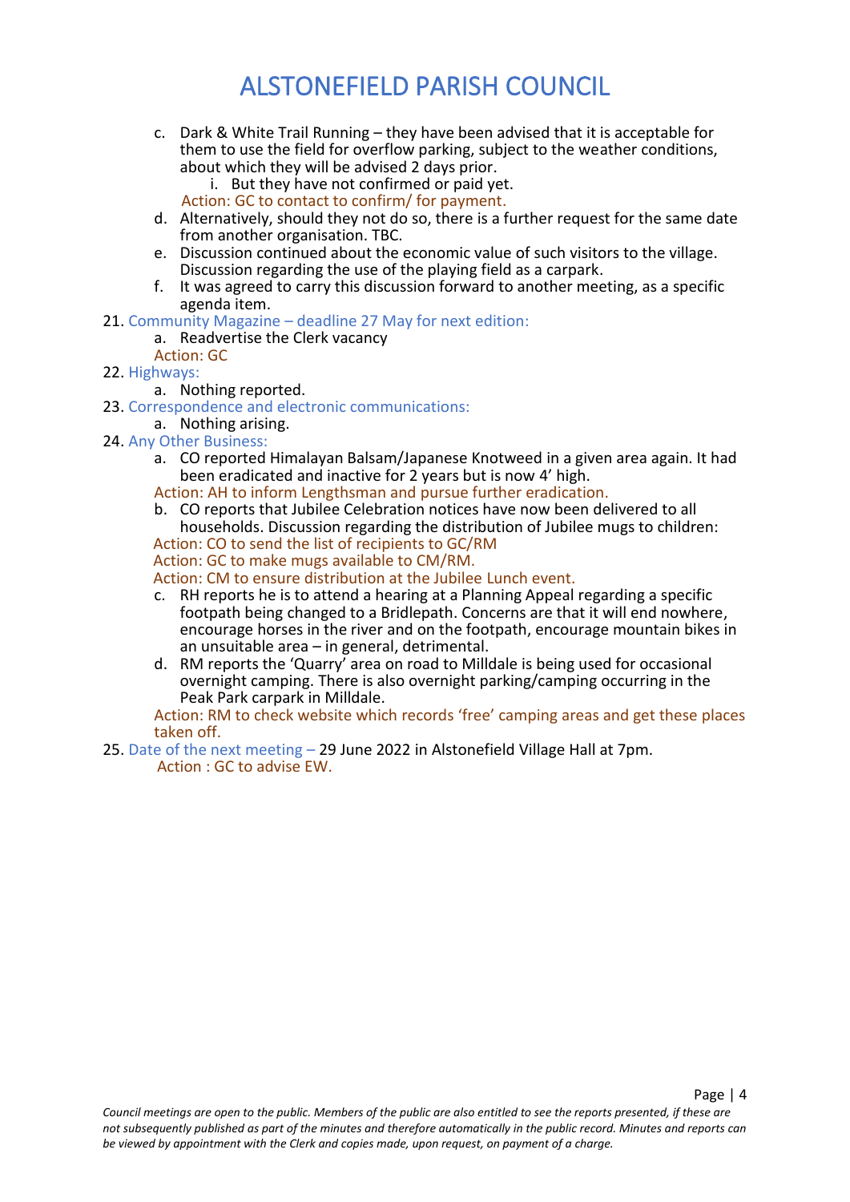c. Dark & White Trail Running – they have been advised that it is acceptable for them to use the field for overflow parking, subject to the weather conditions, about which they will be advised 2 days prior.
    i. But they have not confirmed or paid yet.

   Action: GC to contact to confirm/ for payment.

d. Alternatively, should they not do so, there is a further request for the same date from another organisation. TBC.
e. Discussion continued about the economic value of such visitors to the village. Discussion regarding the use of the playing field as a carpark.
f. It was agreed to carry this discussion forward to another meeting, as a specific agenda item.

21. Community Magazine – deadline 27 May for next edition:
    a. Readvertise the Clerk vacancy

    Action: GC

22. Highways:
    a. Nothing reported.
23. Correspondence and electronic communications:
    a. Nothing arising.
24. Any Other Business:
    a. CO reported Himalayan Balsam/Japanese Knotweed in a given area again. It had been eradicated and inactive for 2 years but is now 4' high.

    Action: AH to inform Lengthsman and pursue further eradication.

    b. CO reports that Jubilee Celebration notices have now been delivered to all households. Discussion regarding the distribution of Jubilee mugs to children:

    Action: CO to send the list of recipients to GC/RM
    Action: GC to make mugs available to CM/RM.
    Action: CM to ensure distribution at the Jubilee Lunch event.

    c. RH reports he is to attend a hearing at a Planning Appeal regarding a specific footpath being changed to a Bridlepath. Concerns are that it will end nowhere, encourage horses in the river and on the footpath, encourage mountain bikes in an unsuitable area – in general, detrimental.
    d. RM reports the 'Quarry' area on road to Milldale is being used for occasional overnight camping. There is also overnight parking/camping occurring in the Peak Park carpark in Milldale.

    Action: RM to check website which records 'free' camping areas and get these places taken off.

25. Date of the next meeting – 29 June 2022 in Alstonefield Village Hall at 7pm.

    Action : GC to advise EW.

*Council meetings are open to the public. Members of the public are also entitled to see the reports presented, if these are not subsequently published as part of the minutes and therefore automatically in the public record. Minutes and reports can be viewed by appointment with the Clerk and copies made, upon request, on payment of a charge.*